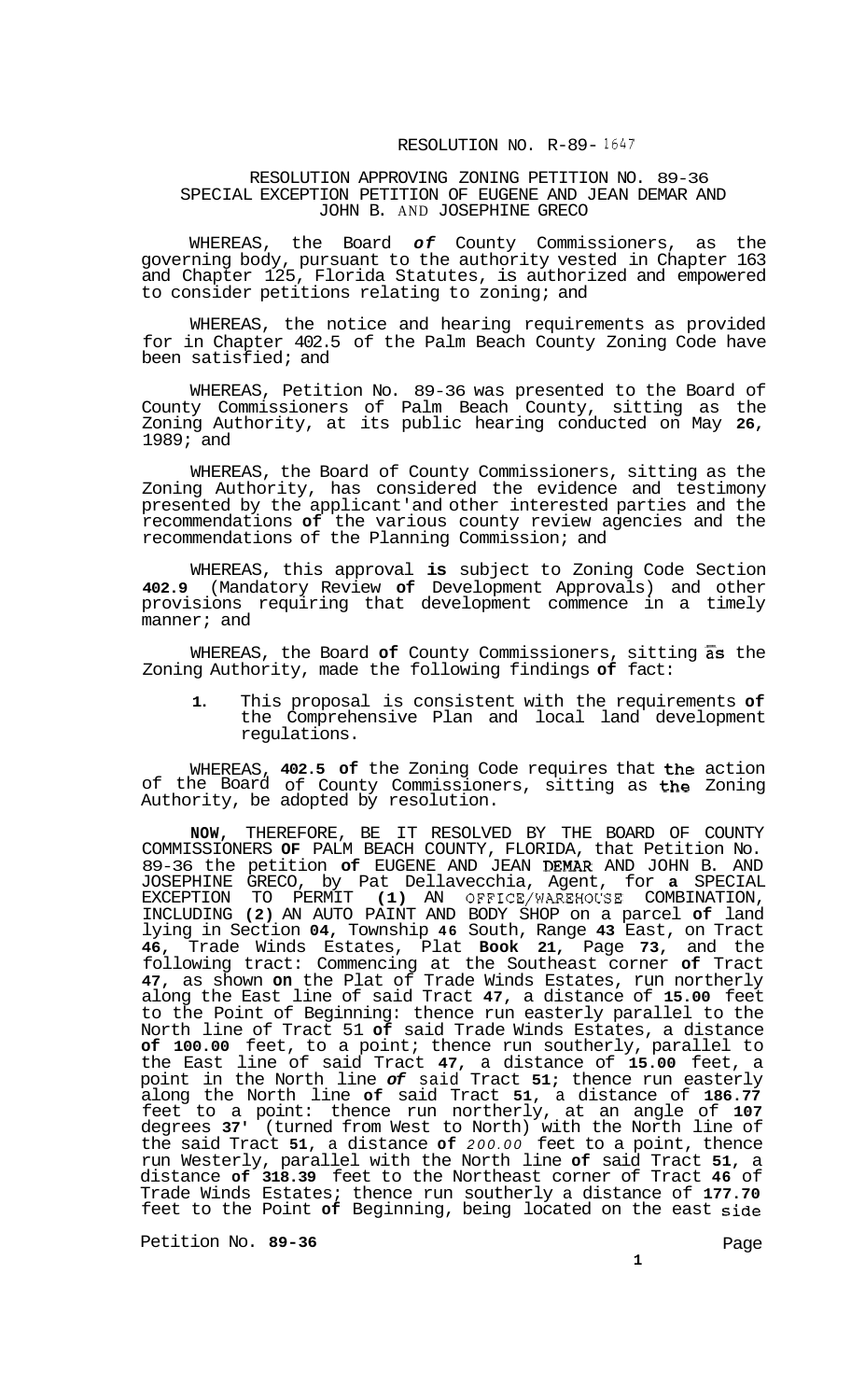RESOLUTION NO. R-89- 1647

RESOLUTION APPROVING ZONING PETITION NO. 89-36
SPECIAL EXCEPTION PETITION OF EUGENE AND JEAN DEMAR AND
JOHN B. AND JOSEPHINE GRECO

WHEREAS, the Board *of* County Commissioners, as the governing body, pursuant to the authority vested in Chapter 163 and Chapter 125, Florida Statutes, is authorized and empowered to consider petitions relating to zoning; and

WHEREAS, the notice and hearing requirements as provided for in Chapter 402.5 of the Palm Beach County Zoning Code have been satisfied; and

WHEREAS, Petition No. 89-36 was presented to the Board of County Commissioners of Palm Beach County, sitting as the Zoning Authority, at its public hearing conducted on May **26,** 1989; and

WHEREAS, the Board of County Commissioners, sitting as the Zoning Authority, has considered the evidence and testimony presented by the applicant and other interested parties and the recommendations **of** the various county review agencies and the recommendations of the Planning Commission; and

WHEREAS, this approval **is** subject to Zoning Code Section **402.9** (Mandatory Review **of** Development Approvals) and other provisions requiring that development commence in a timely manner; and

WHEREAS, the Board **of** County Commissioners, sitting as the Zoning Authority, made the following findings **of** fact:

1. This proposal is consistent with the requirements **of** the Comprehensive Plan and local land development regulations.

WHEREAS, **402.5 of** the Zoning Code requires that the action of the Board of County Commissioners, sitting as the Zoning Authority, be adopted by resolution.

**NOW**, THEREFORE, BE IT RESOLVED BY THE BOARD OF COUNTY COMMISSIONERS **OF** PALM BEACH COUNTY, FLORIDA, that Petition No. 89-36 the petition **of** EUGENE AND JEAN DEMAR AND JOHN B. AND JOSEPHINE GRECO, by Pat Dellavecchia, Agent, for **a** SPECIAL EXCEPTION TO PERMIT **(1)** AN OFFICE/WAREHOUSE COMBINATION, INCLUDING **(2)** AN AUTO PAINT AND BODY SHOP on a parcel **of** land lying in Section **04,** Township **46** South, Range **43** East, on Tract **46,** Trade Winds Estates, Plat **Book 21,** Page **73,** and the following tract: Commencing at the Southeast corner **of** Tract **47,** as shown **on** the Plat of Trade Winds Estates, run northerly along the East line of said Tract **47,** a distance of **15.00** feet to the Point of Beginning: thence run easterly parallel to the North line of Tract 51 **of** said Trade Winds Estates, a distance **of 100.00** feet, to a point; thence run southerly, parallel to the East line of said Tract **47,** a distance of **15.00** feet, a point in the North line *of* said Tract **51;** thence run easterly along the North line **of** said Tract **51,** a distance of **186.77** feet to a point: thence run northerly, at an angle of **107** degrees **37'** (turned from West to North) with the North line of the said Tract **51,** a distance **of** *200.00* feet to a point, thence run Westerly, parallel with the North line **of** said Tract **51,** a distance **of 318.39** feet to the Northeast corner of Tract **46** of Trade Winds Estates; thence run southerly a distance of **177.70** feet to the Point **of** Beginning, being located on the east side

Petition No. **89-36**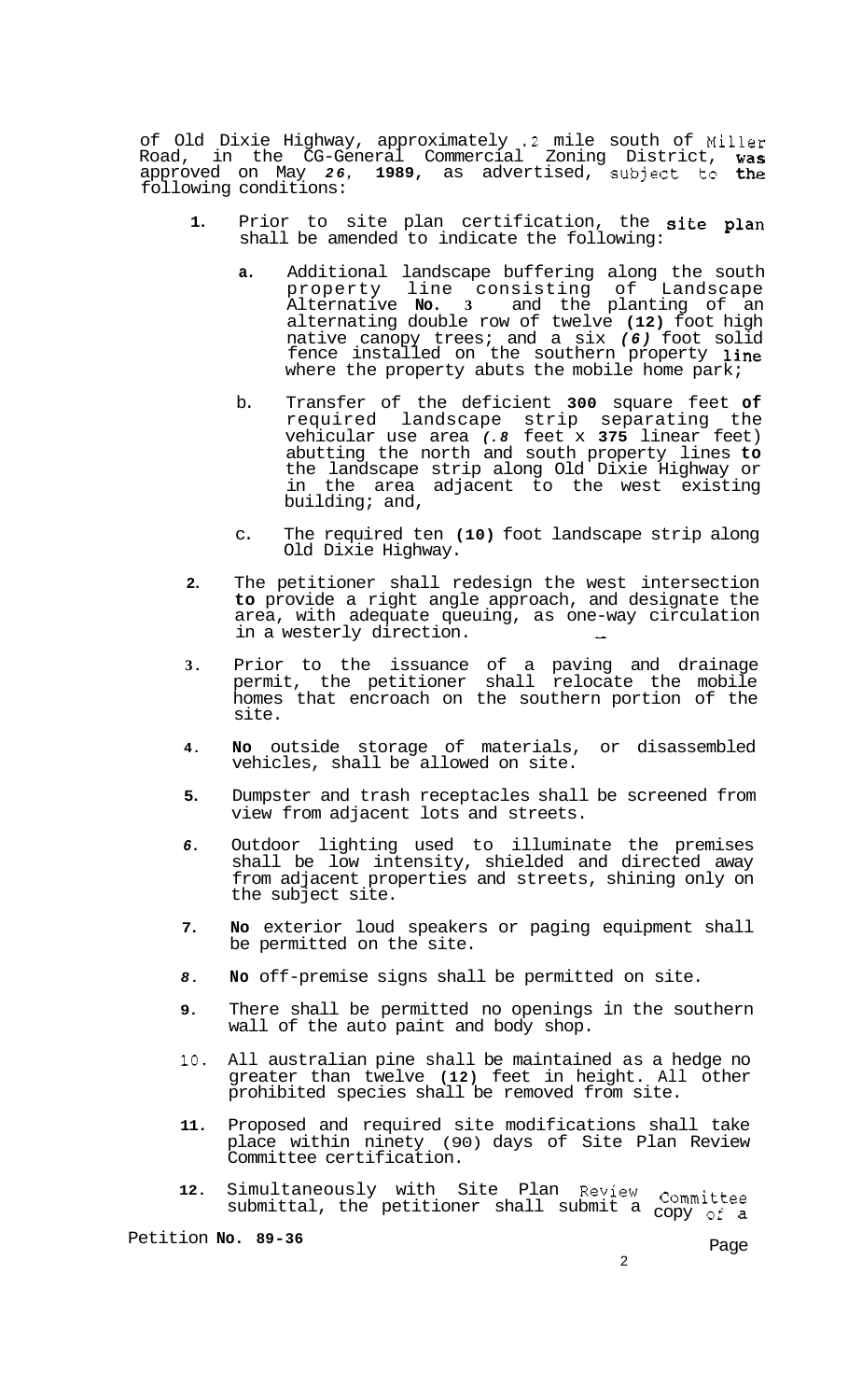of Old Dixie Highway, approximately .2 mile south of Miller Road, in the CG-General Commercial Zoning District, was approved on May 26, 1989, as advertised, subject to the following conditions:

1. Prior to site plan certification, the site plan shall be amended to indicate the following:

   a. Additional landscape buffering along the south property line consisting of Landscape Alternative No. 3 and the planting of an alternating double row of twelve (12) foot high native canopy trees; and a six (6) foot solid fence installed on the southern property line where the property abuts the mobile home park;

   b. Transfer of the deficient 300 square feet of required landscape strip separating the vehicular use area (.8 feet x 375 linear feet) abutting the north and south property lines to the landscape strip along Old Dixie Highway or in the area adjacent to the west existing building; and,

   c. The required ten (10) foot landscape strip along Old Dixie Highway.

2. The petitioner shall redesign the west intersection to provide a right angle approach, and designate the area, with adequate queuing, as one-way circulation in a westerly direction.

3. Prior to the issuance of a paving and drainage permit, the petitioner shall relocate the mobile homes that encroach on the southern portion of the site.

4. No outside storage of materials, or disassembled vehicles, shall be allowed on site.

5. Dumpster and trash receptacles shall be screened from view from adjacent lots and streets.

6. Outdoor lighting used to illuminate the premises shall be low intensity, shielded and directed away from adjacent properties and streets, shining only on the subject site.

7. No exterior loud speakers or paging equipment shall be permitted on the site.

8. No off-premise signs shall be permitted on site.

9. There shall be permitted no openings in the southern wall of the auto paint and body shop.

10. All australian pine shall be maintained as a hedge no greater than twelve (12) feet in height. All other prohibited species shall be removed from site.

11. Proposed and required site modifications shall take place within ninety (90) days of Site Plan Review Committee certification.

12. Simultaneously with Site Plan Review Committee submittal, the petitioner shall submit a copy of a

Petition No. 89-36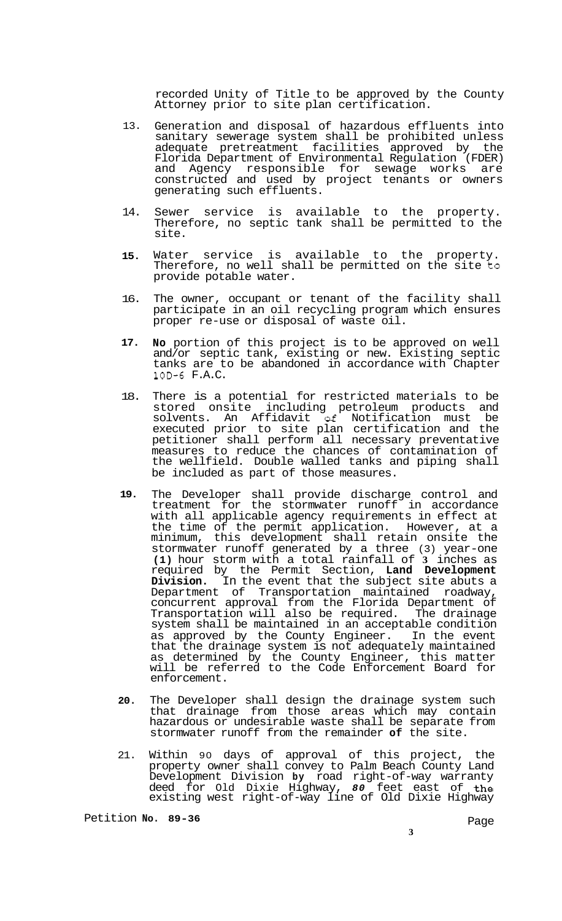recorded Unity of Title to be approved by the County Attorney prior to site plan certification.

13. Generation and disposal of hazardous effluents into sanitary sewerage system shall be prohibited unless adequate pretreatment facilities approved by the Florida Department of Environmental Regulation (FDER) and Agency responsible for sewage works are constructed and used by project tenants or owners generating such effluents.

14. Sewer service is available to the property. Therefore, no septic tank shall be permitted to the site.

15. Water service is available to the property. Therefore, no well shall be permitted on the site to provide potable water.

16. The owner, occupant or tenant of the facility shall participate in an oil recycling program which ensures proper re-use or disposal of waste oil.

17. **No** portion of this project is to be approved on well and/or septic tank, existing or new. Existing septic tanks are to be abandoned in accordance with Chapter 10D-6 F.A.C.

18. There is a potential for restricted materials to be stored onsite including petroleum products and solvents. An Affidavit of Notification must be executed prior to site plan certification and the petitioner shall perform all necessary preventative measures to reduce the chances of contamination of the wellfield. Double walled tanks and piping shall be included as part of those measures.

19. The Developer shall provide discharge control and treatment for the stormwater runoff in accordance with all applicable agency requirements in effect at the time of the permit application. However, at a minimum, this development shall retain onsite the stormwater runoff generated by a three (3) year-one (1) hour storm with a total rainfall of 3 inches as required by the Permit Section, **Land Development Division.** In the event that the subject site abuts a Department of Transportation maintained roadway, concurrent approval from the Florida Department of Transportation will also be required. The drainage system shall be maintained in an acceptable condition as approved by the County Engineer. In the event that the drainage system is not adequately maintained as determined by the County Engineer, this matter will be referred to the Code Enforcement Board for enforcement.

20. The Developer shall design the drainage system such that drainage from those areas which may contain hazardous or undesirable waste shall be separate from stormwater runoff from the remainder **of** the site.

21. Within 90 days of approval of this project, the property owner shall convey to Palm Beach County Land Development Division **by** road right-of-way warranty deed for Old Dixie Highway, *80* feet east of the existing west right-of-way line of Old Dixie Highway

Petition **No. 89-36**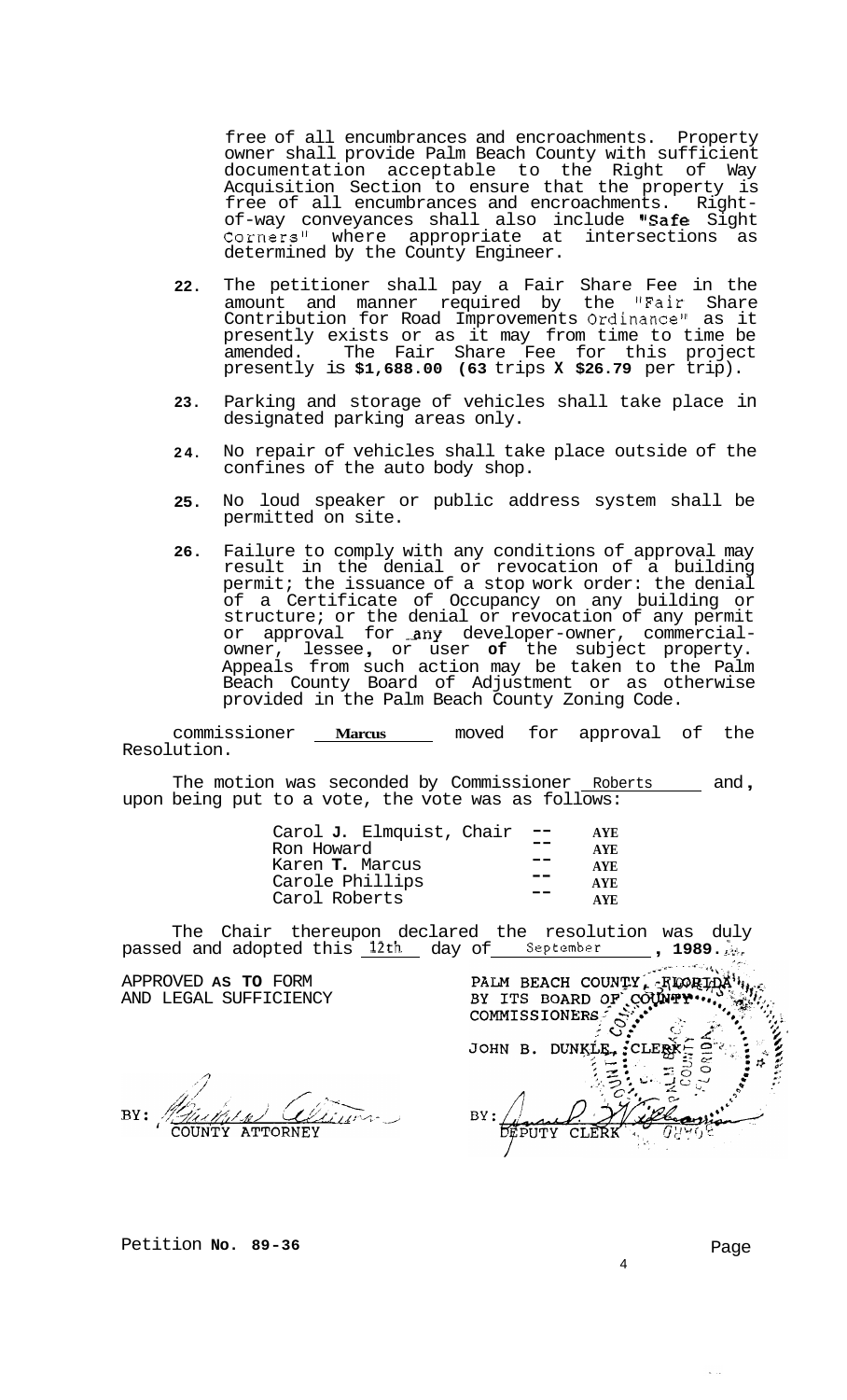free of all encumbrances and encroachments. Property owner shall provide Palm Beach County with sufficient documentation acceptable to the Right of Way Acquisition Section to ensure that the property is free of all encumbrances and encroachments. Right-of-way conveyances shall also include "Safe Sight Corners" where appropriate at intersections as determined by the County Engineer.

22. The petitioner shall pay a Fair Share Fee in the amount and manner required by the "Fair Share Contribution for Road Improvements Ordinance" as it presently exists or as it may from time to time be amended. The Fair Share Fee for this project presently is **$1,688.00 (63** trips **X $26.79** per trip).

23. Parking and storage of vehicles shall take place in designated parking areas only.

24. No repair of vehicles shall take place outside of the confines of the auto body shop.

25. No loud speaker or public address system shall be permitted on site.

26. Failure to comply with any conditions of approval may result in the denial or revocation of a building permit; the issuance of a stop work order: the denial of a Certificate of Occupancy on any building or structure; or the denial or revocation of any permit or approval for any developer-owner, commercial-owner, lessee, or user of the subject property. Appeals from such action may be taken to the Palm Beach County Board of Adjustment or as otherwise provided in the Palm Beach County Zoning Code.

commissioner **Marcus** moved for approval of the Resolution.

The motion was seconded by Commissioner Roberts and, upon being put to a vote, the vote was as follows:

| | | |
|---|---|---|
| Carol J. Elmquist, Chair | -- | AYE |
| Ron Howard | -- | AYE |
| Karen T. Marcus | -- | AYE |
| Carole Phillips | -- | AYE |
| Carol Roberts | -- | AYE |

The Chair thereupon declared the resolution was duly passed and adopted this 12th day of September, **1989.**

APPROVED AS TO FORM AND LEGAL SUFFICIENCY

BY: COUNTY ATTORNEY

PALM BEACH COUNTY, FLORIDA BY ITS BOARD OF COUNTY COMMISSIONERS

JOHN B. DUNKLE, CLERK

BY: DEPUTY CLERK

Petition No. 89-36